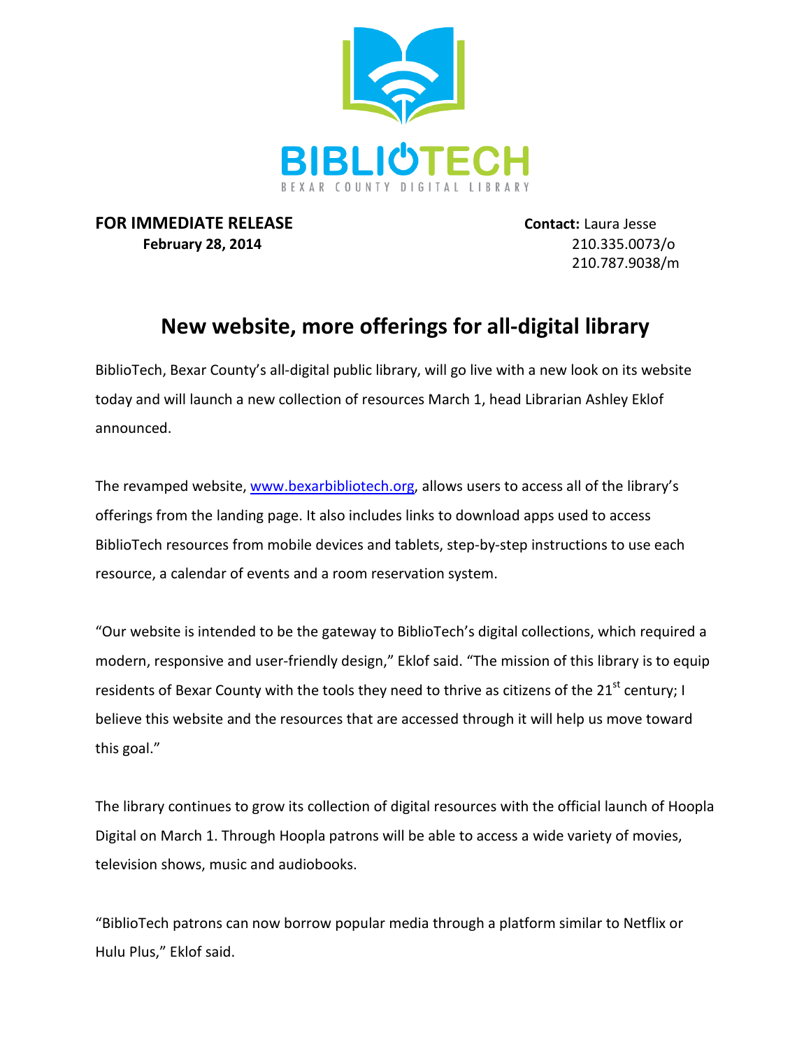BIBLIOTECH

BEXAR COUNTY DIGITAL LIBRARY

**FOR IMMEDIATE RELEASE**
**February 28, 2014**

**Contact:** Laura Jesse
210.335.0073/o
210.787.9038/m

# New website, more offerings for all-digital library

BiblioTech, Bexar County's all-digital public library, will go live with a new look on its website today and will launch a new collection of resources March 1, head Librarian Ashley Eklof announced.

The revamped website, www.bexarbibliotech.org, allows users to access all of the library's offerings from the landing page. It also includes links to download apps used to access BiblioTech resources from mobile devices and tablets, step-by-step instructions to use each resource, a calendar of events and a room reservation system.

"Our website is intended to be the gateway to BiblioTech's digital collections, which required a modern, responsive and user-friendly design," Eklof said. "The mission of this library is to equip residents of Bexar County with the tools they need to thrive as citizens of the 21st century; I believe this website and the resources that are accessed through it will help us move toward this goal."

The library continues to grow its collection of digital resources with the official launch of Hoopla Digital on March 1. Through Hoopla patrons will be able to access a wide variety of movies, television shows, music and audiobooks.

"BiblioTech patrons can now borrow popular media through a platform similar to Netflix or Hulu Plus," Eklof said.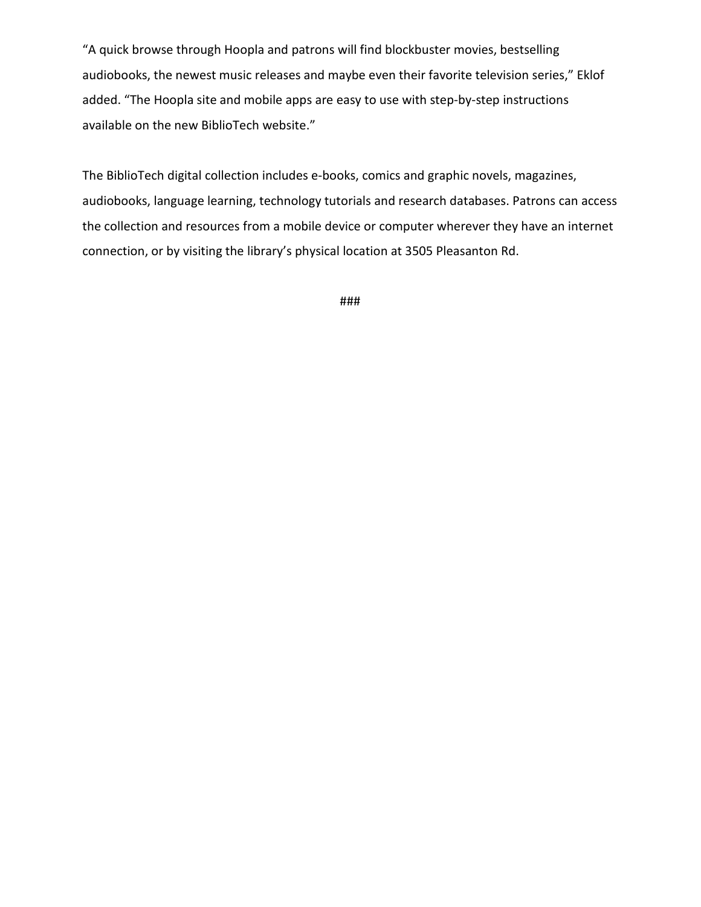"A quick browse through Hoopla and patrons will find blockbuster movies, bestselling audiobooks, the newest music releases and maybe even their favorite television series," Eklof added. "The Hoopla site and mobile apps are easy to use with step-by-step instructions available on the new BiblioTech website."

The BiblioTech digital collection includes e-books, comics and graphic novels, magazines, audiobooks, language learning, technology tutorials and research databases. Patrons can access the collection and resources from a mobile device or computer wherever they have an internet connection, or by visiting the library's physical location at 3505 Pleasanton Rd.

###